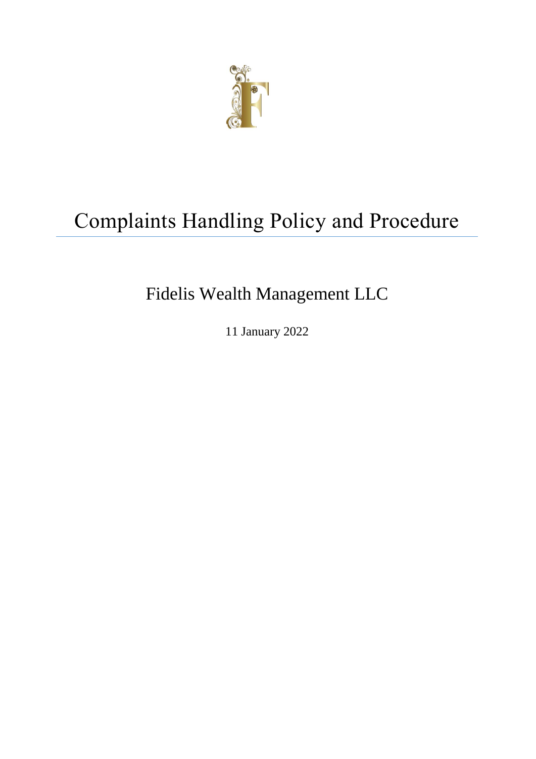# Complaints Handling Policy and Procedure

## Fidelis Wealth Management LLC

11 January 2022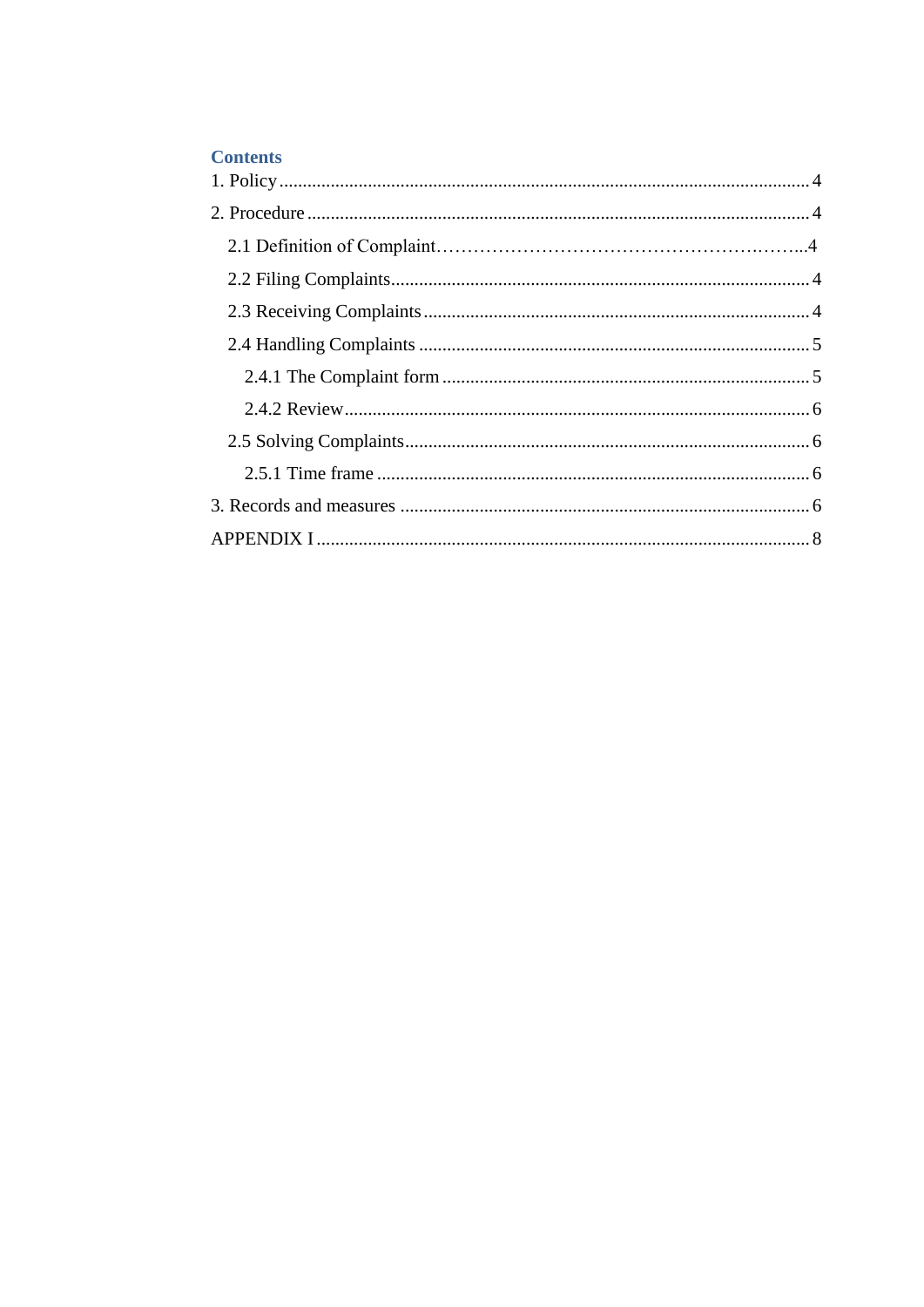## Contents

1. Policy ... 4

2. Procedure ... 4

   2.1 Definition of Complaint ... 4

   2.2 Filing Complaints ... 4

   2.3 Receiving Complaints ... 4

   2.4 Handling Complaints ... 5

      2.4.1 The Complaint form ... 5

      2.4.2 Review ... 6

   2.5 Solving Complaints ... 6

      2.5.1 Time frame ... 6

3. Records and measures ... 6

APPENDIX I ... 8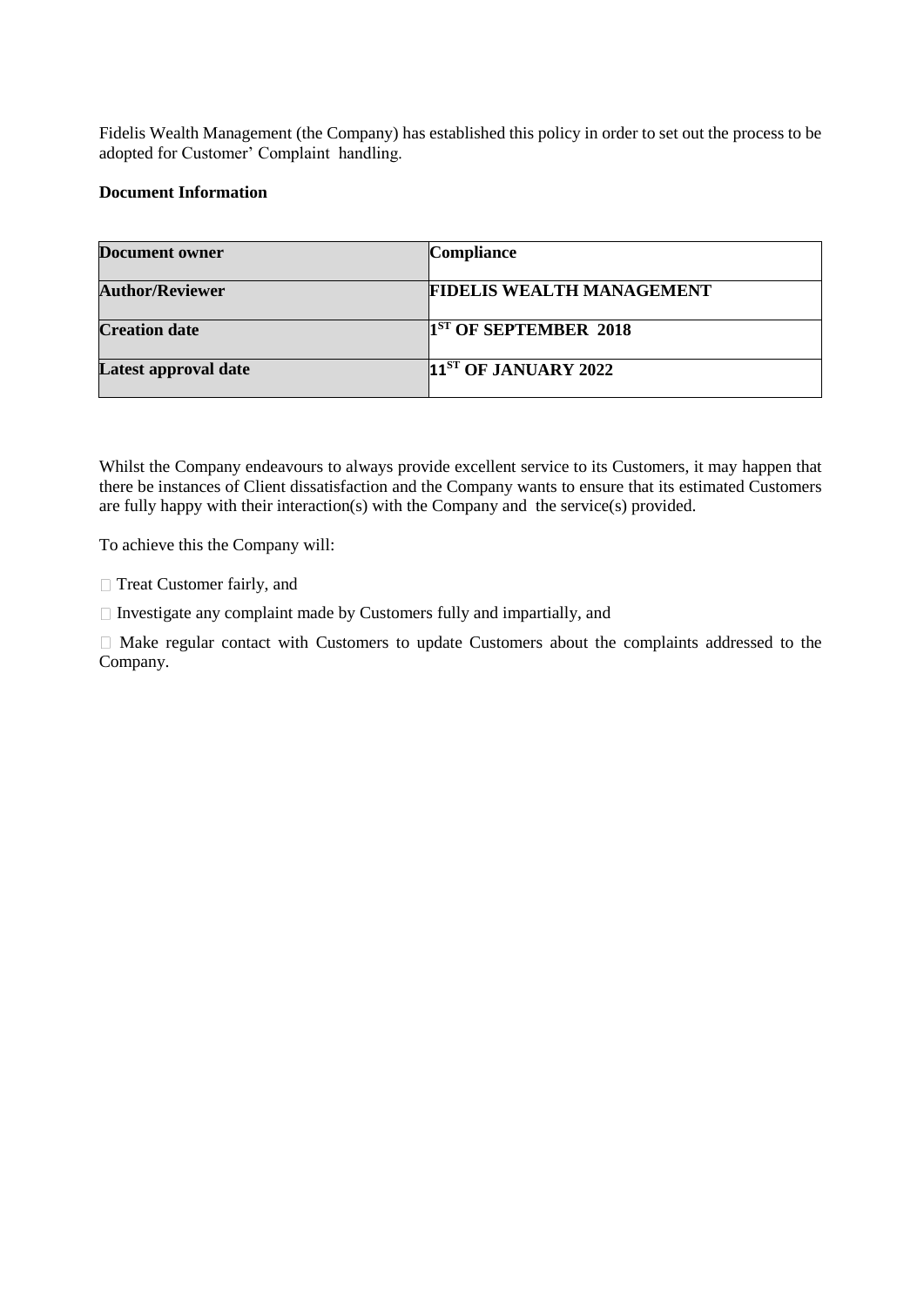Fidelis Wealth Management (the Company) has established this policy in order to set out the process to be adopted for Customer' Complaint handling.

**Document Information**

| **Document owner** | **Compliance** |
|---|---|
| **Author/Reviewer** | **FIDELIS WEALTH MANAGEMENT** |
| **Creation date** | **1ST OF SEPTEMBER 2018** |
| **Latest approval date** | **11ST OF JANUARY 2022** |

Whilst the Company endeavours to always provide excellent service to its Customers, it may happen that there be instances of Client dissatisfaction and the Company wants to ensure that its estimated Customers are fully happy with their interaction(s) with the Company and the service(s) provided.

To achieve this the Company will:

- Treat Customer fairly, and
- Investigate any complaint made by Customers fully and impartially, and
- Make regular contact with Customers to update Customers about the complaints addressed to the Company.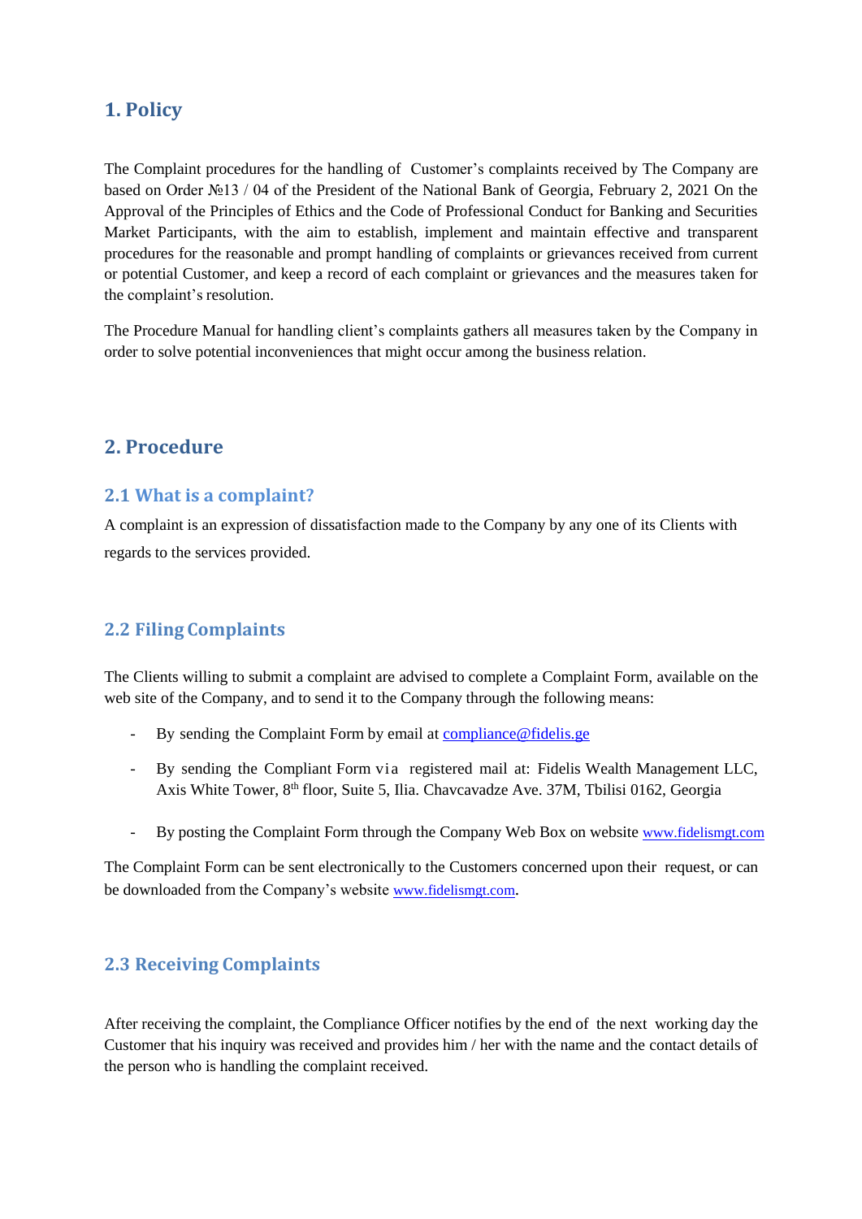# 1. Policy

The Complaint procedures for the handling of Customer's complaints received by The Company are based on Order №13 / 04 of the President of the National Bank of Georgia, February 2, 2021 On the Approval of the Principles of Ethics and the Code of Professional Conduct for Banking and Securities Market Participants, with the aim to establish, implement and maintain effective and transparent procedures for the reasonable and prompt handling of complaints or grievances received from current or potential Customer, and keep a record of each complaint or grievances and the measures taken for the complaint's resolution.

The Procedure Manual for handling client's complaints gathers all measures taken by the Company in order to solve potential inconveniences that might occur among the business relation.

# 2. Procedure

## 2.1 What is a complaint?

A complaint is an expression of dissatisfaction made to the Company by any one of its Clients with regards to the services provided.

## 2.2 Filing Complaints

The Clients willing to submit a complaint are advised to complete a Complaint Form, available on the web site of the Company, and to send it to the Company through the following means:

- By sending the Complaint Form by email at compliance@fidelis.ge
- By sending the Compliant Form via registered mail at: Fidelis Wealth Management LLC, Axis White Tower, 8th floor, Suite 5, Ilia. Chavcavadze Ave. 37M, Tbilisi 0162, Georgia
- By posting the Complaint Form through the Company Web Box on website www.fidelismgt.com

The Complaint Form can be sent electronically to the Customers concerned upon their request, or can be downloaded from the Company's website www.fidelismgt.com.

## 2.3 Receiving Complaints

After receiving the complaint, the Compliance Officer notifies by the end of the next working day the Customer that his inquiry was received and provides him / her with the name and the contact details of the person who is handling the complaint received.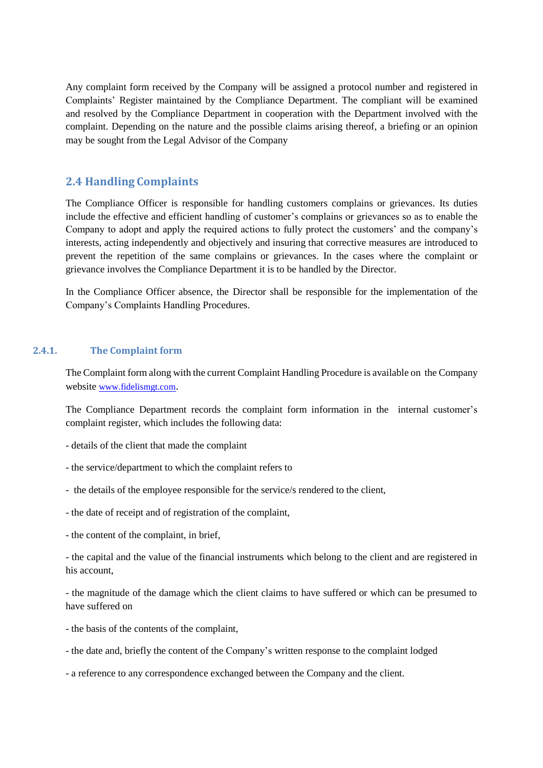Any complaint form received by the Company will be assigned a protocol number and registered in Complaints' Register maintained by the Compliance Department. The compliant will be examined and resolved by the Compliance Department in cooperation with the Department involved with the complaint. Depending on the nature and the possible claims arising thereof, a briefing or an opinion may be sought from the Legal Advisor of the Company

## 2.4 Handling Complaints

The Compliance Officer is responsible for handling customers complains or grievances. Its duties include the effective and efficient handling of customer's complains or grievances so as to enable the Company to adopt and apply the required actions to fully protect the customers' and the company's interests, acting independently and objectively and insuring that corrective measures are introduced to prevent the repetition of the same complains or grievances. In the cases where the complaint or grievance involves the Compliance Department it is to be handled by the Director.

In the Compliance Officer absence, the Director shall be responsible for the implementation of the Company's Complaints Handling Procedures.

### 2.4.1. The Complaint form

The Complaint form along with the current Complaint Handling Procedure is available on the Company website www.fidelismgt.com.

The Compliance Department records the complaint form information in the internal customer's complaint register, which includes the following data:

- details of the client that made the complaint

- the service/department to which the complaint refers to

- the details of the employee responsible for the service/s rendered to the client,

- the date of receipt and of registration of the complaint,

- the content of the complaint, in brief,

- the capital and the value of the financial instruments which belong to the client and are registered in his account,

- the magnitude of the damage which the client claims to have suffered or which can be presumed to have suffered on

- the basis of the contents of the complaint,

- the date and, briefly the content of the Company's written response to the complaint lodged

- a reference to any correspondence exchanged between the Company and the client.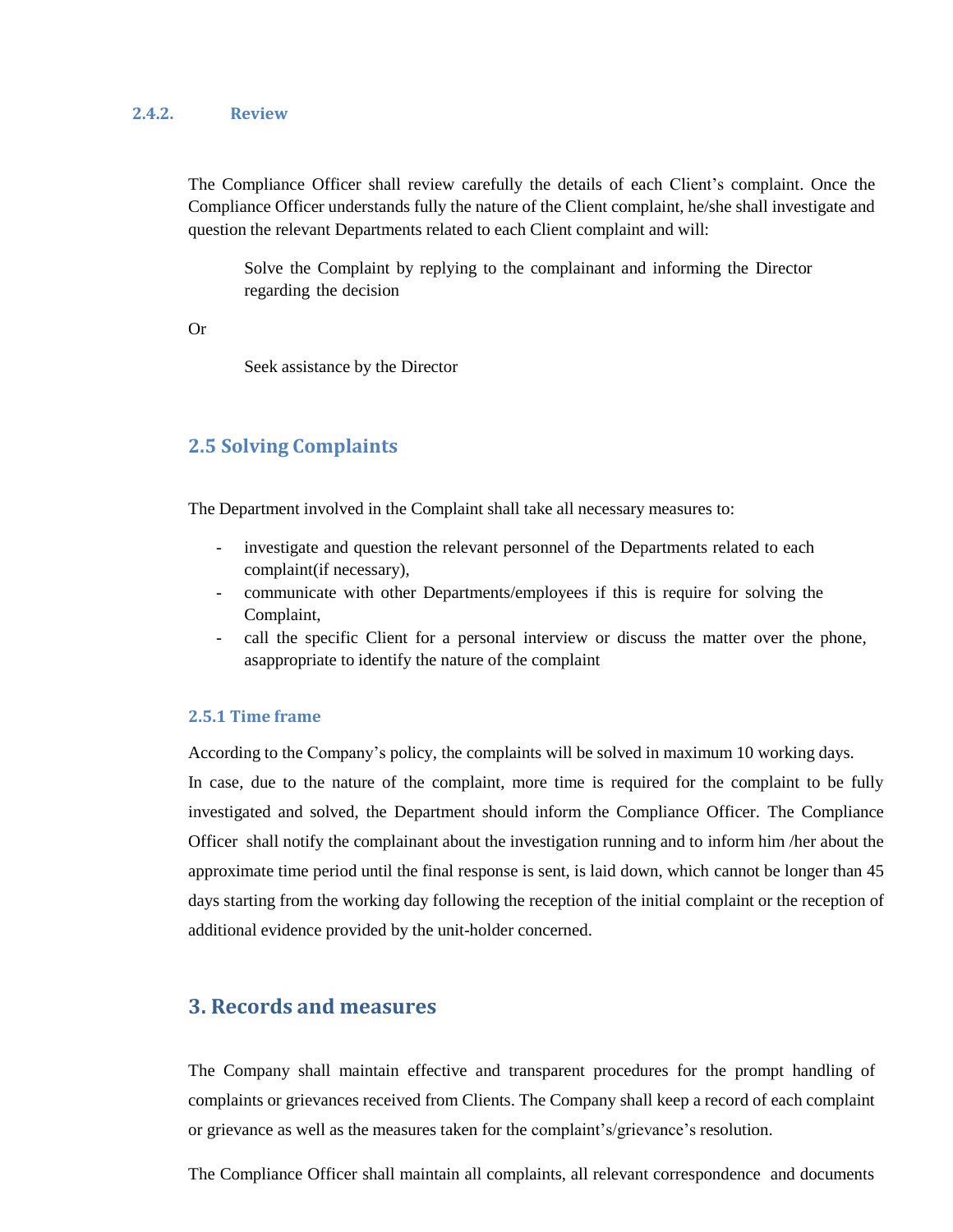#### 2.4.2. Review

The Compliance Officer shall review carefully the details of each Client's complaint. Once the Compliance Officer understands fully the nature of the Client complaint, he/she shall investigate and question the relevant Departments related to each Client complaint and will:

Solve the Complaint by replying to the complainant and informing the Director regarding the decision

Or

Seek assistance by the Director

## 2.5 Solving Complaints

The Department involved in the Complaint shall take all necessary measures to:

- investigate and question the relevant personnel of the Departments related to each complaint(if necessary),
- communicate with other Departments/employees if this is require for solving the Complaint,
- call the specific Client for a personal interview or discuss the matter over the phone, asappropriate to identify the nature of the complaint

### 2.5.1 Time frame

According to the Company's policy, the complaints will be solved in maximum 10 working days. In case, due to the nature of the complaint, more time is required for the complaint to be fully investigated and solved, the Department should inform the Compliance Officer. The Compliance Officer shall notify the complainant about the investigation running and to inform him /her about the approximate time period until the final response is sent, is laid down, which cannot be longer than 45 days starting from the working day following the reception of the initial complaint or the reception of additional evidence provided by the unit-holder concerned.

# 3. Records and measures

The Company shall maintain effective and transparent procedures for the prompt handling of complaints or grievances received from Clients. The Company shall keep a record of each complaint or grievance as well as the measures taken for the complaint's/grievance's resolution.

The Compliance Officer shall maintain all complaints, all relevant correspondence and documents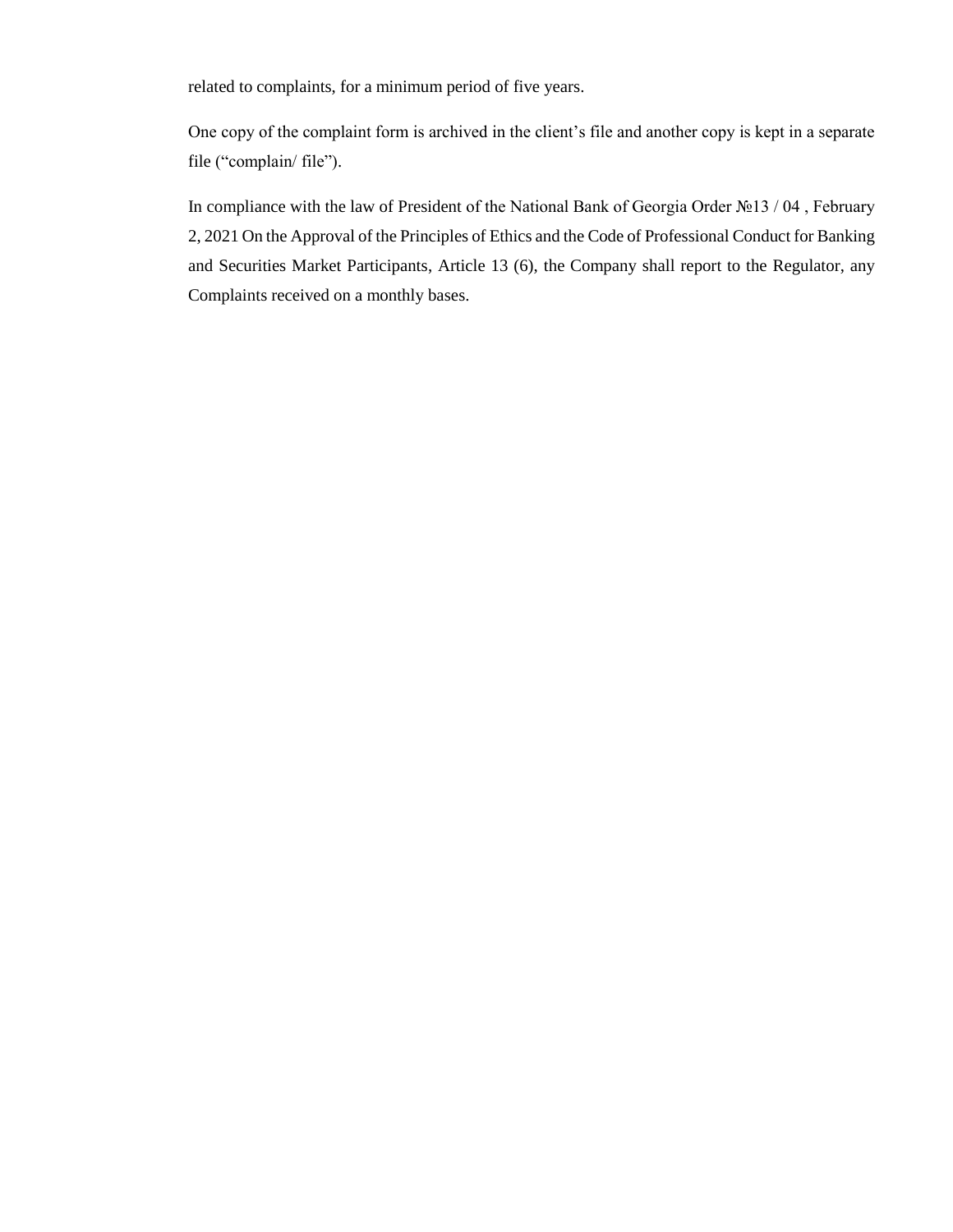related to complaints, for a minimum period of five years.

One copy of the complaint form is archived in the client's file and another copy is kept in a separate file ("complain/ file").

In compliance with the law of President of the National Bank of Georgia Order №13 / 04 , February 2, 2021 On the Approval of the Principles of Ethics and the Code of Professional Conduct for Banking and Securities Market Participants, Article 13 (6), the Company shall report to the Regulator, any Complaints received on a monthly bases.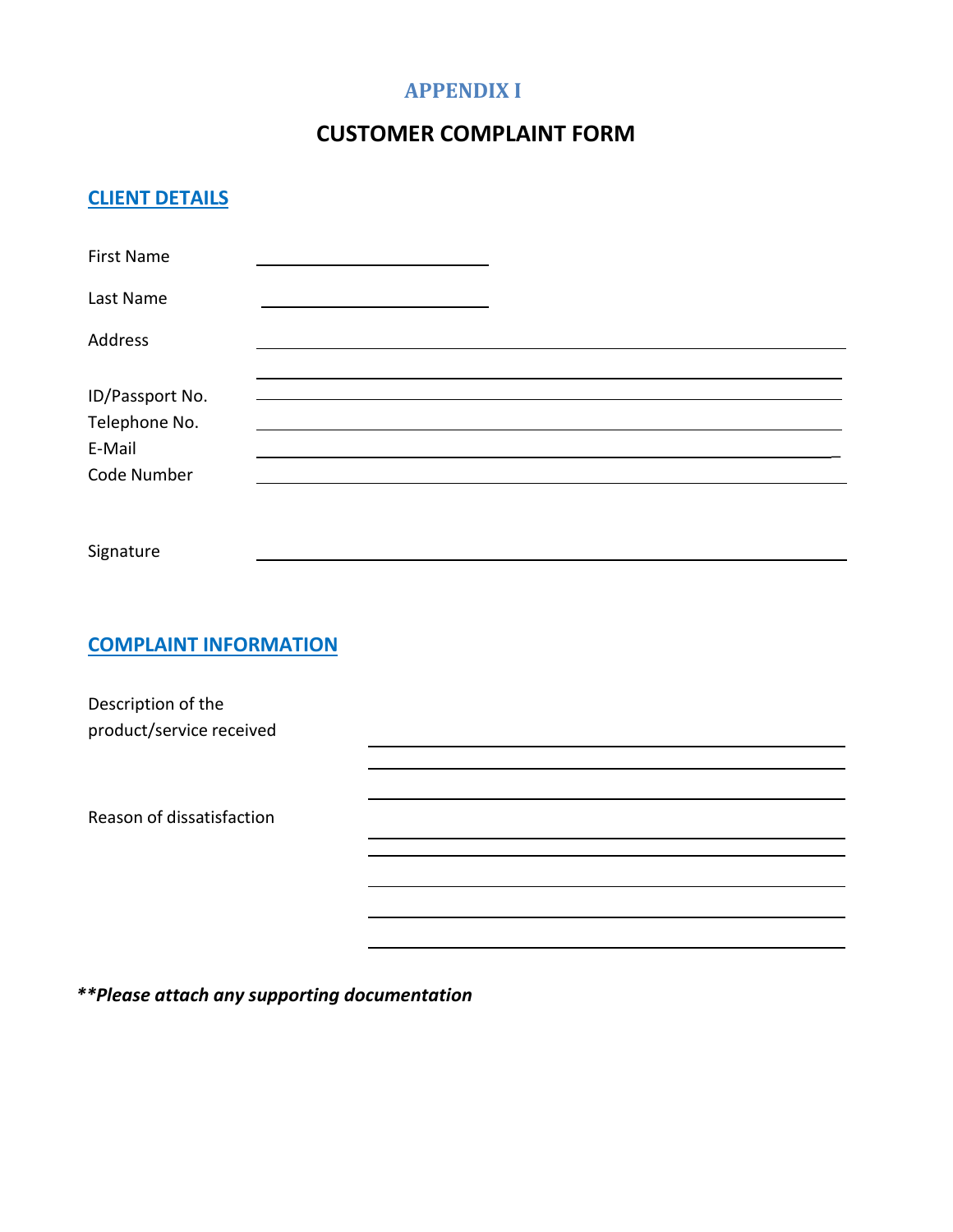## APPENDIX I

# CUSTOMER COMPLAINT FORM

## CLIENT DETAILS

First Name ____________________

Last Name ____________________

Address ________________________________________________
________________________________________________

ID/Passport No. ________________________________________________

Telephone No. ________________________________________________

E-Mail ________________________________________________

Code Number ________________________________________________

Signature ________________________________________________

## COMPLAINT INFORMATION

Description of the product/service received ________________________________________
________________________________________
________________________________________

Reason of dissatisfaction ________________________________________
________________________________________
________________________________________
________________________________________
________________________________________

***\*\*Please attach any supporting documentation***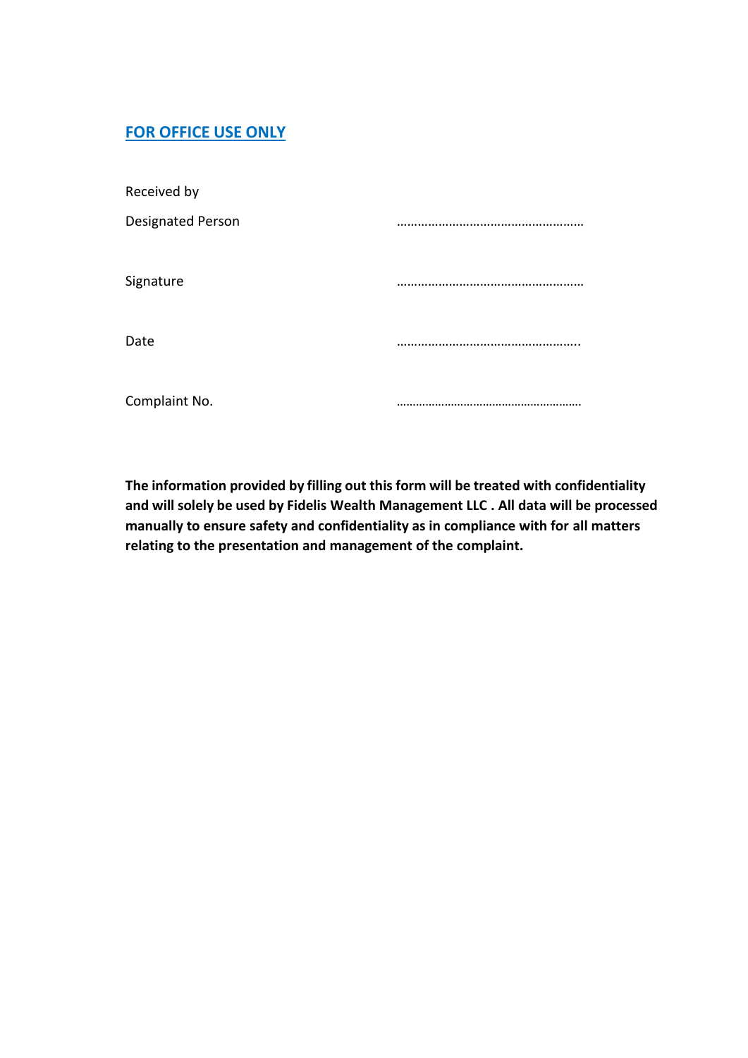## FOR OFFICE USE ONLY

| | |
|---|---|
| Received by<br>Designated Person | ……………………………………………… |
| Signature | ……………………………………………… |
| Date | ……………………………………………….. |
| Complaint No. | ………………………………………………… |

**The information provided by filling out this form will be treated with confidentiality and will solely be used by Fidelis Wealth Management LLC . All data will be processed manually to ensure safety and confidentiality as in compliance with for all matters relating to the presentation and management of the complaint.**